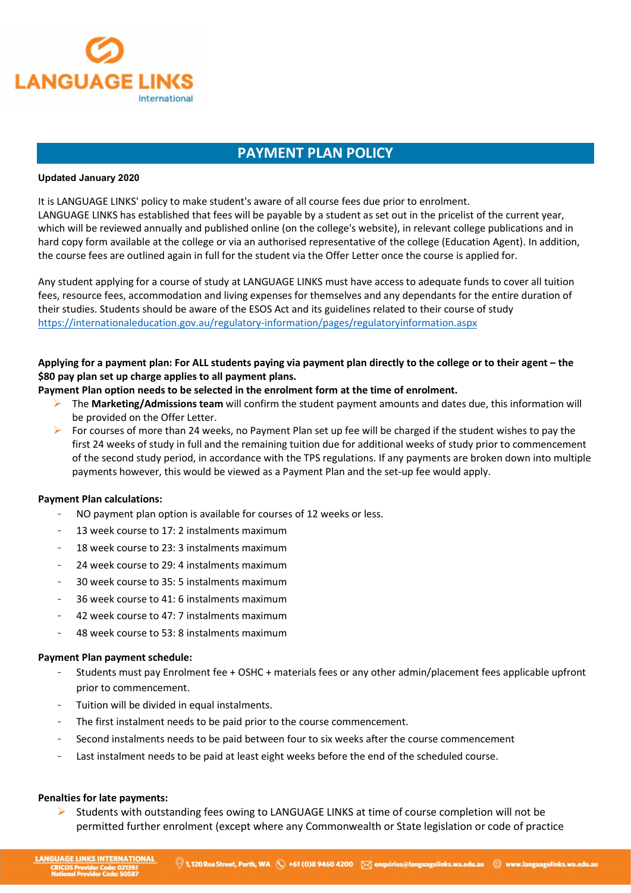LANGUAGE LINKS International

# PAYMENT PLAN POLICY

**Updated January 2020**

It is LANGUAGE LINKS' policy to make student's aware of all course fees due prior to enrolment. LANGUAGE LINKS has established that fees will be payable by a student as set out in the pricelist of the current year, which will be reviewed annually and published online (on the college's website), in relevant college publications and in hard copy form available at the college or via an authorised representative of the college (Education Agent). In addition, the course fees are outlined again in full for the student via the Offer Letter once the course is applied for.

Any student applying for a course of study at LANGUAGE LINKS must have access to adequate funds to cover all tuition fees, resource fees, accommodation and living expenses for themselves and any dependants for the entire duration of their studies. Students should be aware of the ESOS Act and its guidelines related to their course of study https://internationaleducation.gov.au/regulatory-information/pages/regulatoryinformation.aspx

**Applying for a payment plan: For ALL students paying via payment plan directly to the college or to their agent – the $80 pay plan set up charge applies to all payment plans.**
**Payment Plan option needs to be selected in the enrolment form at the time of enrolment.**

- The **Marketing/Admissions team** will confirm the student payment amounts and dates due, this information will be provided on the Offer Letter.
- For courses of more than 24 weeks, no Payment Plan set up fee will be charged if the student wishes to pay the first 24 weeks of study in full and the remaining tuition due for additional weeks of study prior to commencement of the second study period, in accordance with the TPS regulations. If any payments are broken down into multiple payments however, this would be viewed as a Payment Plan and the set-up fee would apply.

**Payment Plan calculations:**

- NO payment plan option is available for courses of 12 weeks or less.
- 13 week course to 17: 2 instalments maximum
- 18 week course to 23: 3 instalments maximum
- 24 week course to 29: 4 instalments maximum
- 30 week course to 35: 5 instalments maximum
- 36 week course to 41: 6 instalments maximum
- 42 week course to 47: 7 instalments maximum
- 48 week course to 53: 8 instalments maximum

**Payment Plan payment schedule:**

- Students must pay Enrolment fee + OSHC + materials fees or any other admin/placement fees applicable upfront prior to commencement.
- Tuition will be divided in equal instalments.
- The first instalment needs to be paid prior to the course commencement.
- Second instalments needs to be paid between four to six weeks after the course commencement
- Last instalment needs to be paid at least eight weeks before the end of the scheduled course.

**Penalties for late payments:**

- Students with outstanding fees owing to LANGUAGE LINKS at time of course completion will not be permitted further enrolment (except where any Commonwealth or State legislation or code of practice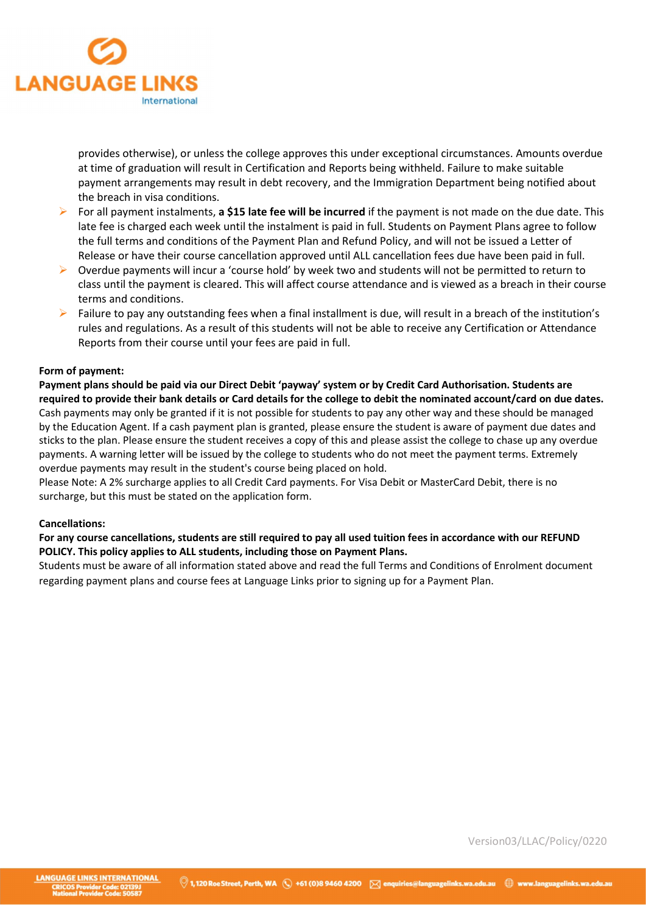provides otherwise), or unless the college approves this under exceptional circumstances. Amounts overdue at time of graduation will result in Certification and Reports being withheld. Failure to make suitable payment arrangements may result in debt recovery, and the Immigration Department being notified about the breach in visa conditions.

- For all payment instalments, **a $15 late fee will be incurred** if the payment is not made on the due date. This late fee is charged each week until the instalment is paid in full. Students on Payment Plans agree to follow the full terms and conditions of the Payment Plan and Refund Policy, and will not be issued a Letter of Release or have their course cancellation approved until ALL cancellation fees due have been paid in full.
- Overdue payments will incur a 'course hold' by week two and students will not be permitted to return to class until the payment is cleared. This will affect course attendance and is viewed as a breach in their course terms and conditions.
- Failure to pay any outstanding fees when a final installment is due, will result in a breach of the institution's rules and regulations. As a result of this students will not be able to receive any Certification or Attendance Reports from their course until your fees are paid in full.

**Form of payment:**

**Payment plans should be paid via our Direct Debit 'payway' system or by Credit Card Authorisation. Students are required to provide their bank details or Card details for the college to debit the nominated account/card on due dates.**

Cash payments may only be granted if it is not possible for students to pay any other way and these should be managed by the Education Agent. If a cash payment plan is granted, please ensure the student is aware of payment due dates and sticks to the plan. Please ensure the student receives a copy of this and please assist the college to chase up any overdue payments. A warning letter will be issued by the college to students who do not meet the payment terms. Extremely overdue payments may result in the student's course being placed on hold.

Please Note: A 2% surcharge applies to all Credit Card payments. For Visa Debit or MasterCard Debit, there is no surcharge, but this must be stated on the application form.

**Cancellations:**

**For any course cancellations, students are still required to pay all used tuition fees in accordance with our REFUND POLICY. This policy applies to ALL students, including those on Payment Plans.**

Students must be aware of all information stated above and read the full Terms and Conditions of Enrolment document regarding payment plans and course fees at Language Links prior to signing up for a Payment Plan.